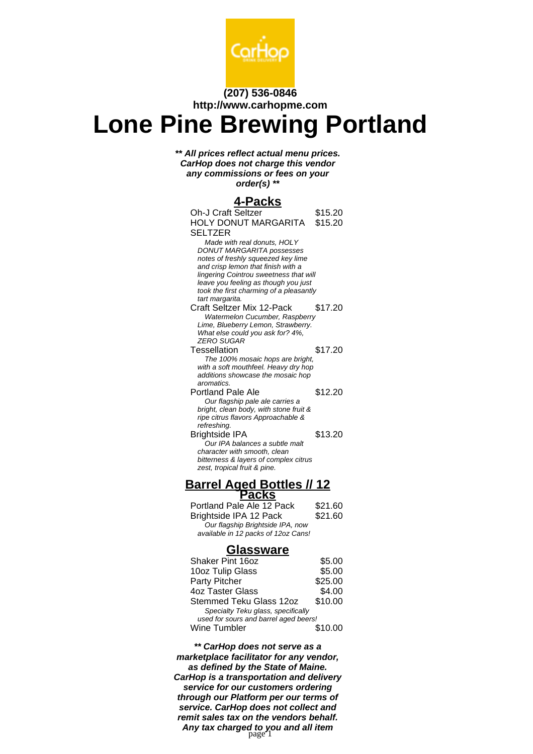**(207) 536-0846**
**http://www.carhopme.com**

# Lone Pine Brewing Portland

***\*\* All prices reflect actual menu prices. CarHop does not charge this vendor any commissions or fees on your order(s) \*\****

## 4-Packs

| Item | Price |
| --- | --- |
| Oh-J Craft Seltzer | $15.20 |
| HOLY DONUT MARGARITA SELTZER | $15.20 |

*Made with real donuts, HOLY DONUT MARGARITA possesses notes of freshly squeezed key lime and crisp lemon that finish with a lingering Cointrou sweetness that will leave you feeling as though you just took the first charming of a pleasantly tart margarita.*

| Item | Price |
| --- | --- |
| Craft Seltzer Mix 12-Pack | $17.20 |

*Watermelon Cucumber, Raspberry Lime, Blueberry Lemon, Strawberry. What else could you ask for? 4%, ZERO SUGAR*

| Item | Price |
| --- | --- |
| Tessellation | $17.20 |

*The 100% mosaic hops are bright, with a soft mouthfeel. Heavy dry hop additions showcase the mosaic hop aromatics.*

| Item | Price |
| --- | --- |
| Portland Pale Ale | $12.20 |

*Our flagship pale ale carries a bright, clean body, with stone fruit & ripe citrus flavors Approachable & refreshing.*

| Item | Price |
| --- | --- |
| Brightside IPA | $13.20 |

*Our IPA balances a subtle malt character with smooth, clean bitterness & layers of complex citrus zest, tropical fruit & pine.*

## Barrel Aged Bottles // 12 Packs

| Item | Price |
| --- | --- |
| Portland Pale Ale 12 Pack | $21.60 |
| Brightside IPA 12 Pack | $21.60 |

*Our flagship Brightside IPA, now available in 12 packs of 12oz Cans!*

## Glassware

| Item | Price |
| --- | --- |
| Shaker Pint 16oz | $5.00 |
| 10oz Tulip Glass | $5.00 |
| Party Pitcher | $25.00 |
| 4oz Taster Glass | $4.00 |
| Stemmed Teku Glass 12oz | $10.00 |

*Specialty Teku glass, specifically used for sours and barrel aged beers!*

| Item | Price |
| --- | --- |
| Wine Tumbler | $10.00 |

***\*\* CarHop does not serve as a marketplace facilitator for any vendor, as defined by the State of Maine. CarHop is a transportation and delivery service for our customers ordering through our Platform per our terms of service. CarHop does not collect and remit sales tax on the vendors behalf. Any tax charged to you and all item***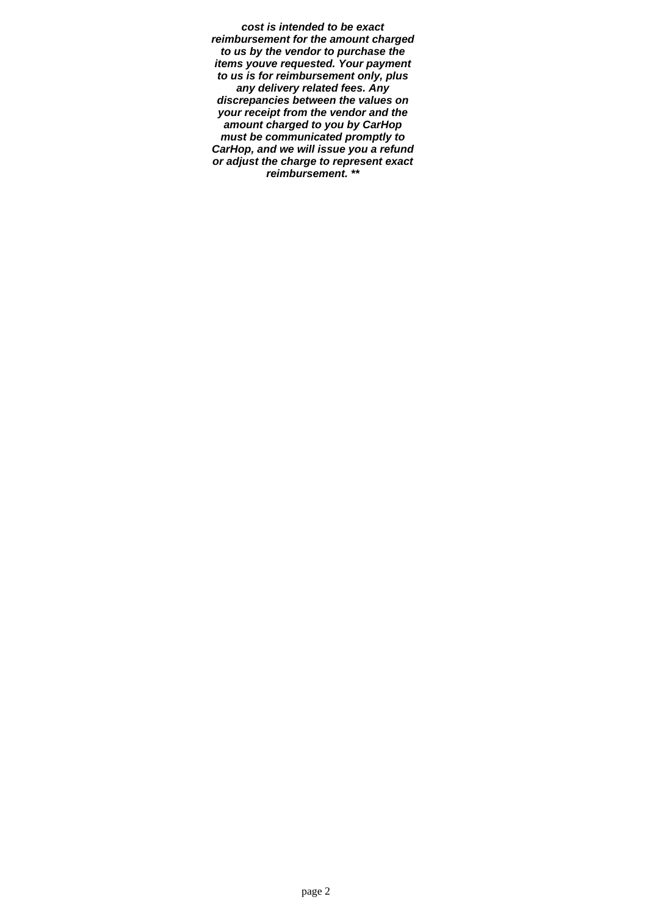***cost is intended to be exact reimbursement for the amount charged to us by the vendor to purchase the items youve requested. Your payment to us is for reimbursement only, plus any delivery related fees. Any discrepancies between the values on your receipt from the vendor and the amount charged to you by CarHop must be communicated promptly to CarHop, and we will issue you a refund or adjust the charge to represent exact reimbursement. \*\****